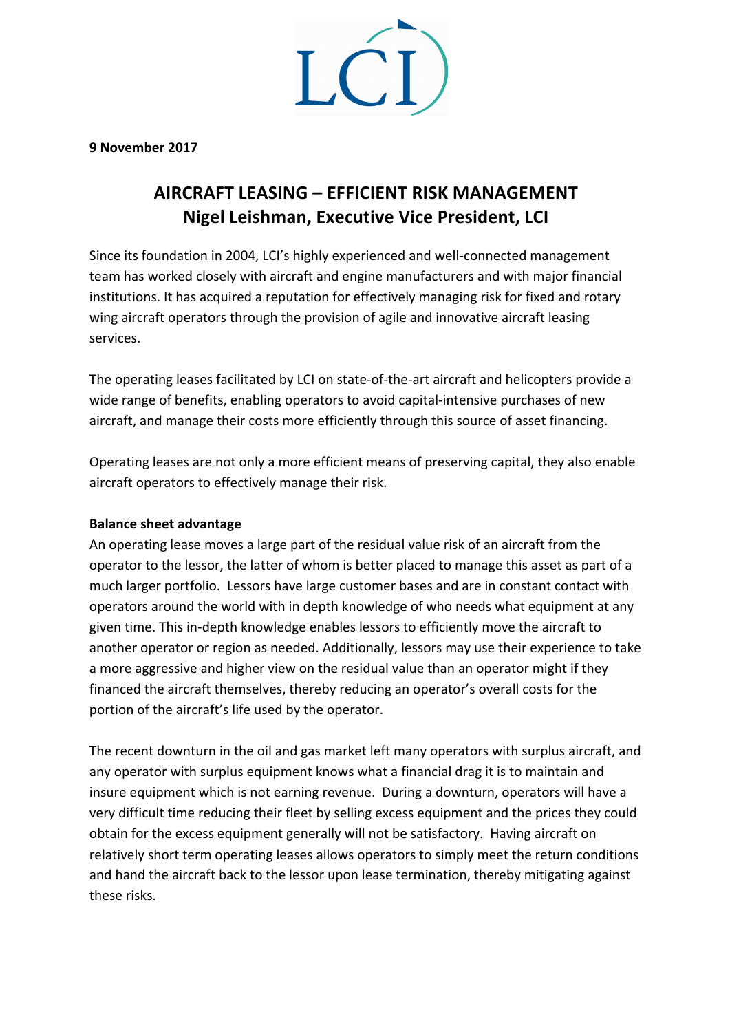**9 November 2017**

# AIRCRAFT LEASING – EFFICIENT RISK MANAGEMENT
## Nigel Leishman, Executive Vice President, LCI

Since its foundation in 2004, LCI's highly experienced and well-connected management team has worked closely with aircraft and engine manufacturers and with major financial institutions. It has acquired a reputation for effectively managing risk for fixed and rotary wing aircraft operators through the provision of agile and innovative aircraft leasing services.

The operating leases facilitated by LCI on state-of-the-art aircraft and helicopters provide a wide range of benefits, enabling operators to avoid capital-intensive purchases of new aircraft, and manage their costs more efficiently through this source of asset financing.

Operating leases are not only a more efficient means of preserving capital, they also enable aircraft operators to effectively manage their risk.

**Balance sheet advantage**

An operating lease moves a large part of the residual value risk of an aircraft from the operator to the lessor, the latter of whom is better placed to manage this asset as part of a much larger portfolio. Lessors have large customer bases and are in constant contact with operators around the world with in depth knowledge of who needs what equipment at any given time. This in-depth knowledge enables lessors to efficiently move the aircraft to another operator or region as needed. Additionally, lessors may use their experience to take a more aggressive and higher view on the residual value than an operator might if they financed the aircraft themselves, thereby reducing an operator's overall costs for the portion of the aircraft's life used by the operator.

The recent downturn in the oil and gas market left many operators with surplus aircraft, and any operator with surplus equipment knows what a financial drag it is to maintain and insure equipment which is not earning revenue. During a downturn, operators will have a very difficult time reducing their fleet by selling excess equipment and the prices they could obtain for the excess equipment generally will not be satisfactory. Having aircraft on relatively short term operating leases allows operators to simply meet the return conditions and hand the aircraft back to the lessor upon lease termination, thereby mitigating against these risks.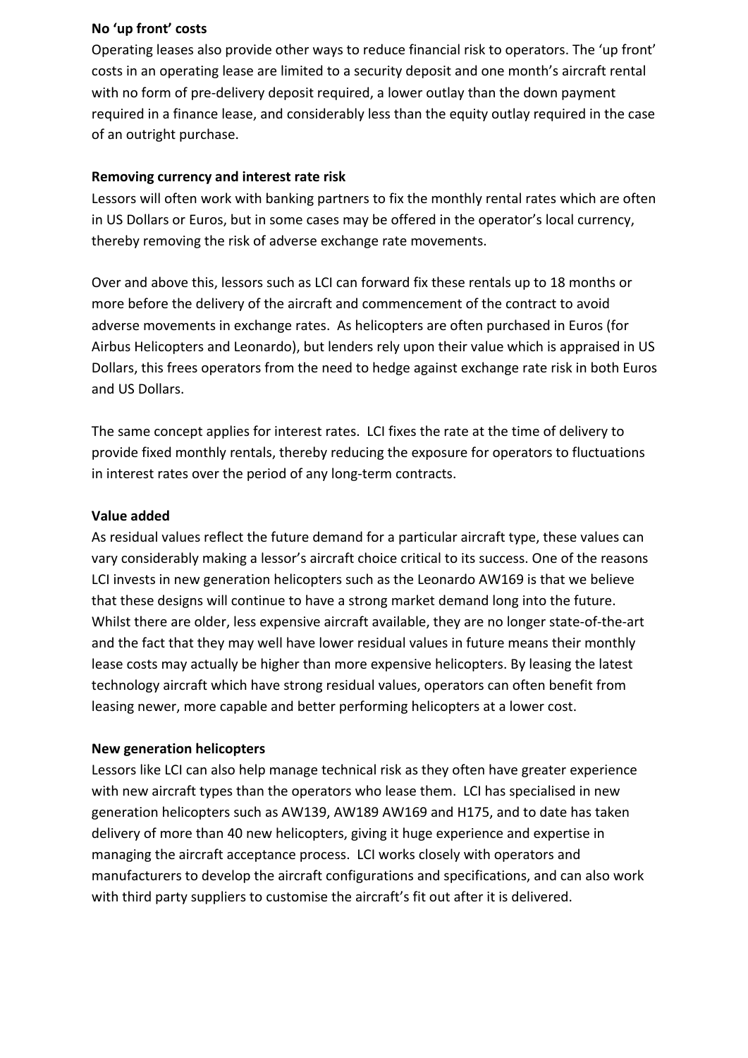**No 'up front' costs**

Operating leases also provide other ways to reduce financial risk to operators. The 'up front' costs in an operating lease are limited to a security deposit and one month's aircraft rental with no form of pre-delivery deposit required, a lower outlay than the down payment required in a finance lease, and considerably less than the equity outlay required in the case of an outright purchase.

**Removing currency and interest rate risk**

Lessors will often work with banking partners to fix the monthly rental rates which are often in US Dollars or Euros, but in some cases may be offered in the operator's local currency, thereby removing the risk of adverse exchange rate movements.

Over and above this, lessors such as LCI can forward fix these rentals up to 18 months or more before the delivery of the aircraft and commencement of the contract to avoid adverse movements in exchange rates. As helicopters are often purchased in Euros (for Airbus Helicopters and Leonardo), but lenders rely upon their value which is appraised in US Dollars, this frees operators from the need to hedge against exchange rate risk in both Euros and US Dollars.

The same concept applies for interest rates. LCI fixes the rate at the time of delivery to provide fixed monthly rentals, thereby reducing the exposure for operators to fluctuations in interest rates over the period of any long-term contracts.

**Value added**

As residual values reflect the future demand for a particular aircraft type, these values can vary considerably making a lessor's aircraft choice critical to its success. One of the reasons LCI invests in new generation helicopters such as the Leonardo AW169 is that we believe that these designs will continue to have a strong market demand long into the future. Whilst there are older, less expensive aircraft available, they are no longer state-of-the-art and the fact that they may well have lower residual values in future means their monthly lease costs may actually be higher than more expensive helicopters. By leasing the latest technology aircraft which have strong residual values, operators can often benefit from leasing newer, more capable and better performing helicopters at a lower cost.

**New generation helicopters**

Lessors like LCI can also help manage technical risk as they often have greater experience with new aircraft types than the operators who lease them. LCI has specialised in new generation helicopters such as AW139, AW189 AW169 and H175, and to date has taken delivery of more than 40 new helicopters, giving it huge experience and expertise in managing the aircraft acceptance process. LCI works closely with operators and manufacturers to develop the aircraft configurations and specifications, and can also work with third party suppliers to customise the aircraft's fit out after it is delivered.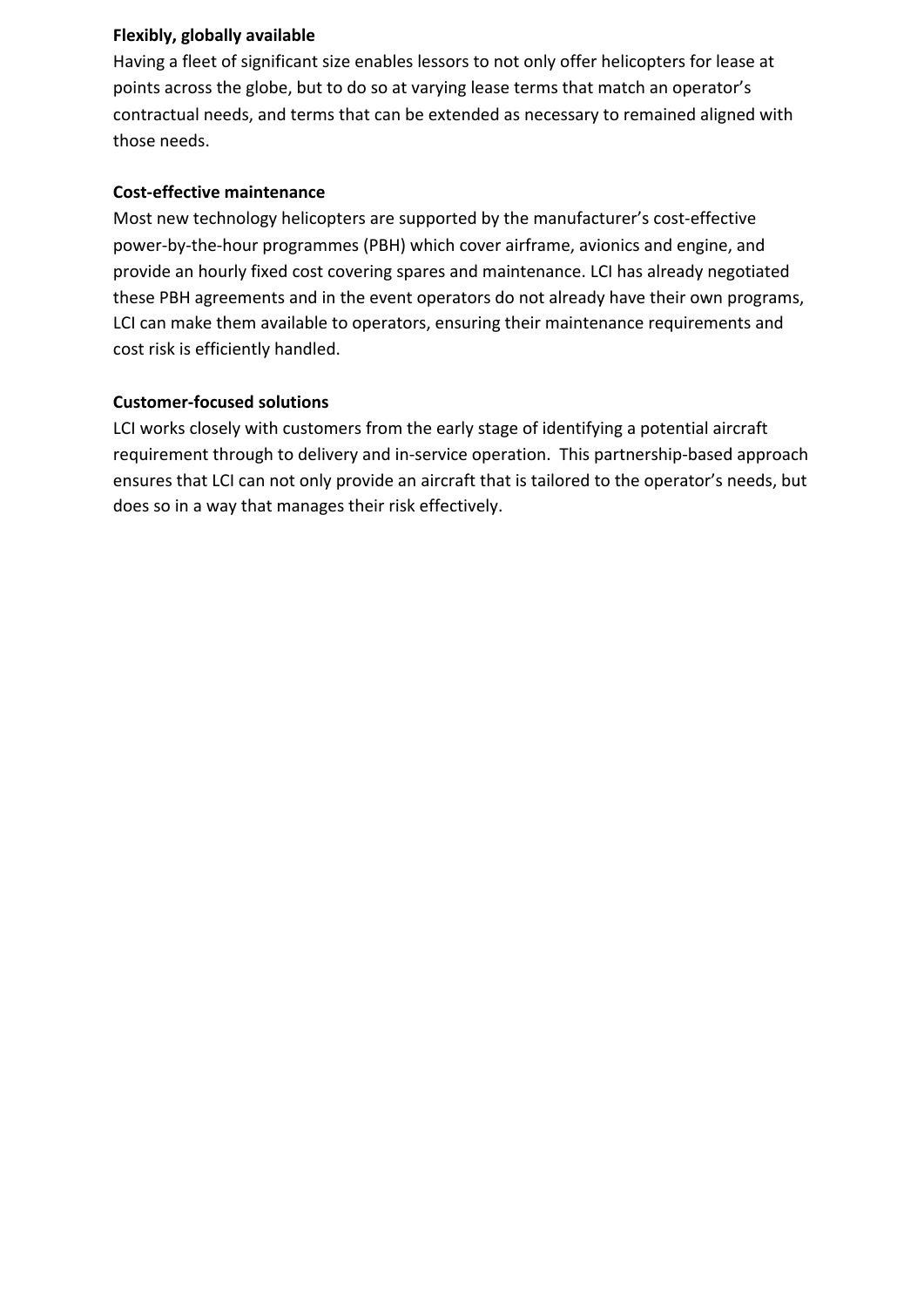**Flexibly, globally available**

Having a fleet of significant size enables lessors to not only offer helicopters for lease at points across the globe, but to do so at varying lease terms that match an operator's contractual needs, and terms that can be extended as necessary to remained aligned with those needs.

**Cost-effective maintenance**

Most new technology helicopters are supported by the manufacturer's cost-effective power-by-the-hour programmes (PBH) which cover airframe, avionics and engine, and provide an hourly fixed cost covering spares and maintenance. LCI has already negotiated these PBH agreements and in the event operators do not already have their own programs, LCI can make them available to operators, ensuring their maintenance requirements and cost risk is efficiently handled.

**Customer-focused solutions**

LCI works closely with customers from the early stage of identifying a potential aircraft requirement through to delivery and in-service operation. This partnership-based approach ensures that LCI can not only provide an aircraft that is tailored to the operator's needs, but does so in a way that manages their risk effectively.